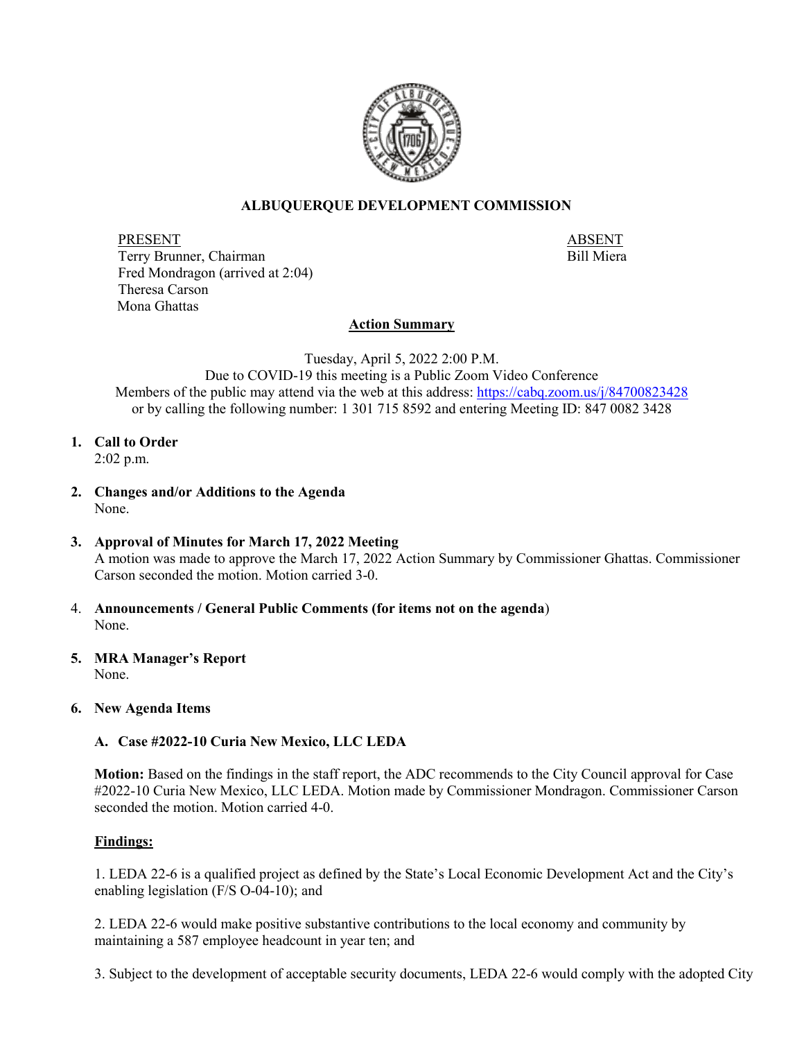# ALBUQUERQUE DEVELOPMENT COMMISSION

| PRESENT | ABSENT |
|---|---|
| Terry Brunner, Chairman | Bill Miera |
| Fred Mondragon (arrived at 2:04) | |
| Theresa Carson | |
| Mona Ghattas | |

## Action Summary

Tuesday, April 5, 2022 2:00 P.M.
Due to COVID-19 this meeting is a Public Zoom Video Conference
Members of the public may attend via the web at this address: https://cabq.zoom.us/j/84700823428
or by calling the following number: 1 301 715 8592 and entering Meeting ID: 847 0082 3428

1. **Call to Order**
   2:02 p.m.

2. **Changes and/or Additions to the Agenda**
   None.

3. **Approval of Minutes for March 17, 2022 Meeting**
   A motion was made to approve the March 17, 2022 Action Summary by Commissioner Ghattas. Commissioner Carson seconded the motion. Motion carried 3-0.

4. **Announcements / General Public Comments (for items not on the agenda)**
   None.

5. **MRA Manager's Report**
   None.

6. **New Agenda Items**

   **A. Case #2022-10 Curia New Mexico, LLC LEDA**

   **Motion:** Based on the findings in the staff report, the ADC recommends to the City Council approval for Case #2022-10 Curia New Mexico, LLC LEDA. Motion made by Commissioner Mondragon. Commissioner Carson seconded the motion. Motion carried 4-0.

   **Findings:**

   1. LEDA 22-6 is a qualified project as defined by the State's Local Economic Development Act and the City's enabling legislation (F/S O-04-10); and

   2. LEDA 22-6 would make positive substantive contributions to the local economy and community by maintaining a 587 employee headcount in year ten; and

   3. Subject to the development of acceptable security documents, LEDA 22-6 would comply with the adopted City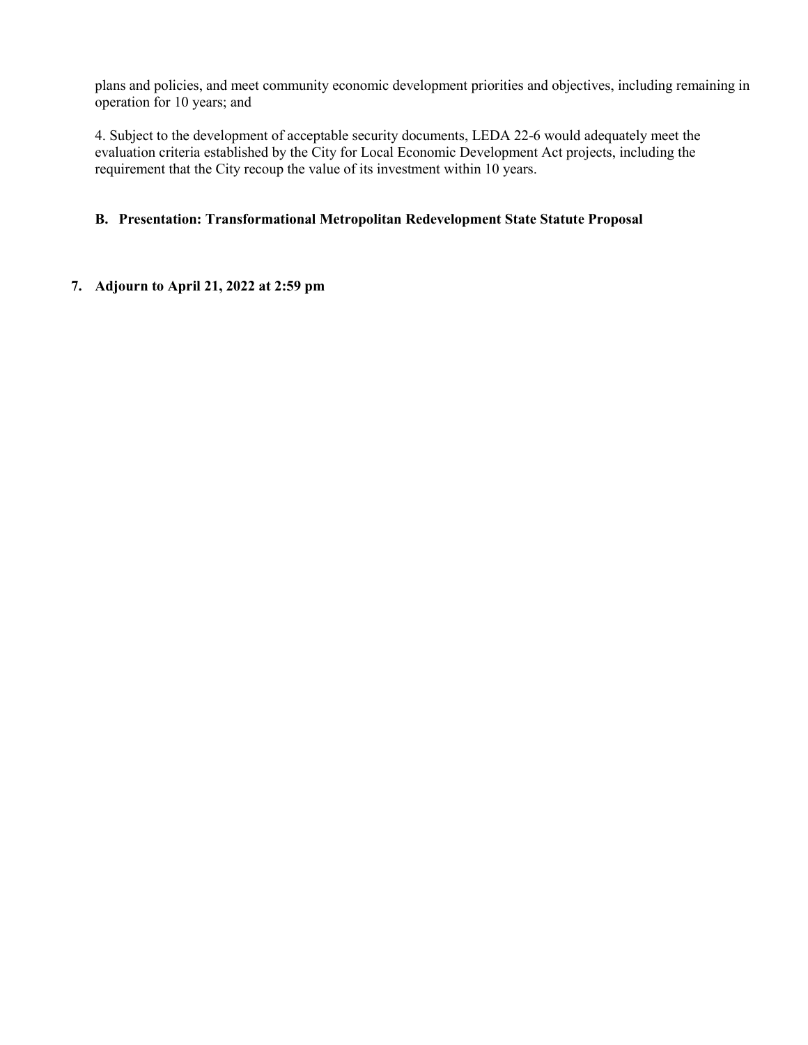plans and policies, and meet community economic development priorities and objectives, including remaining in operation for 10 years; and

4. Subject to the development of acceptable security documents, LEDA 22-6 would adequately meet the evaluation criteria established by the City for Local Economic Development Act projects, including the requirement that the City recoup the value of its investment within 10 years.

**B. Presentation: Transformational Metropolitan Redevelopment State Statute Proposal**

**7. Adjourn to April 21, 2022 at 2:59 pm**